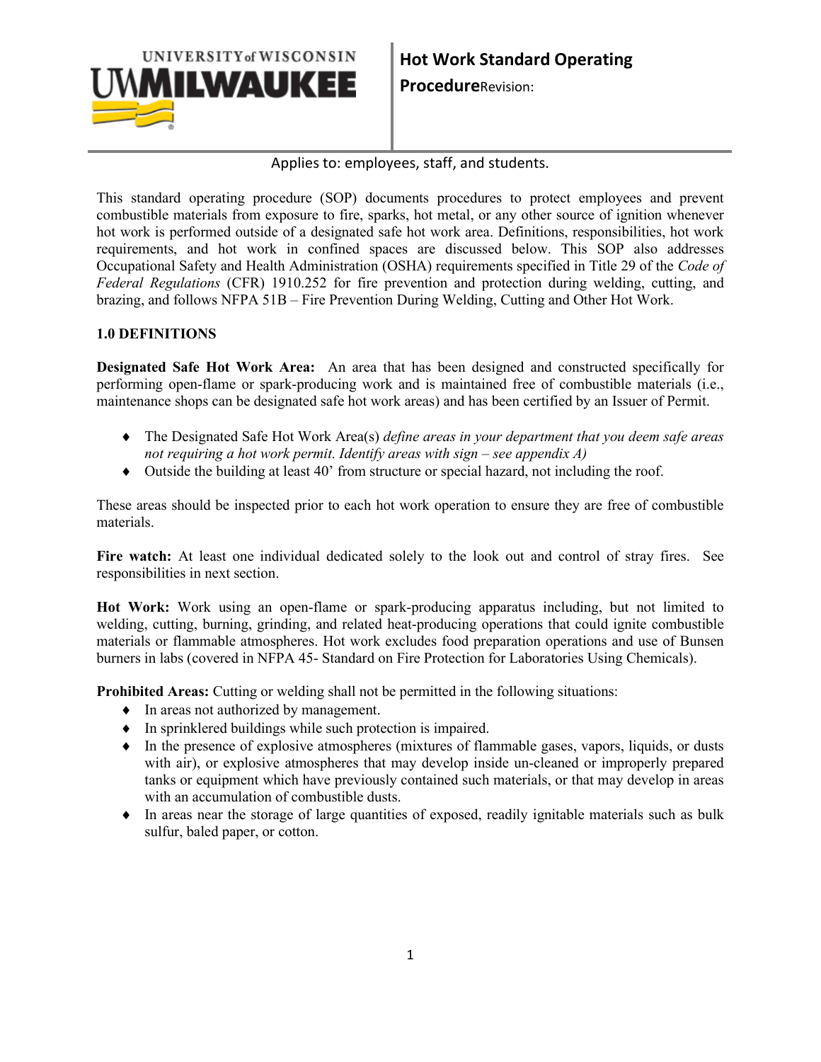# Hot Work Standard Operating Procedure

Revision:

Applies to: employees, staff, and students.

This standard operating procedure (SOP) documents procedures to protect employees and prevent combustible materials from exposure to fire, sparks, hot metal, or any other source of ignition whenever hot work is performed outside of a designated safe hot work area. Definitions, responsibilities, hot work requirements, and hot work in confined spaces are discussed below. This SOP also addresses Occupational Safety and Health Administration (OSHA) requirements specified in Title 29 of the *Code of Federal Regulations* (CFR) 1910.252 for fire prevention and protection during welding, cutting, and brazing, and follows NFPA 51B – Fire Prevention During Welding, Cutting and Other Hot Work.

## 1.0 DEFINITIONS

**Designated Safe Hot Work Area:** An area that has been designed and constructed specifically for performing open-flame or spark-producing work and is maintained free of combustible materials (i.e., maintenance shops can be designated safe hot work areas) and has been certified by an Issuer of Permit.

- The Designated Safe Hot Work Area(s) *define areas in your department that you deem safe areas not requiring a hot work permit. Identify areas with sign – see appendix A)*
- Outside the building at least 40' from structure or special hazard, not including the roof.

These areas should be inspected prior to each hot work operation to ensure they are free of combustible materials.

**Fire watch:** At least one individual dedicated solely to the look out and control of stray fires. See responsibilities in next section.

**Hot Work:** Work using an open-flame or spark-producing apparatus including, but not limited to welding, cutting, burning, grinding, and related heat-producing operations that could ignite combustible materials or flammable atmospheres. Hot work excludes food preparation operations and use of Bunsen burners in labs (covered in NFPA 45- Standard on Fire Protection for Laboratories Using Chemicals).

**Prohibited Areas:** Cutting or welding shall not be permitted in the following situations:

- In areas not authorized by management.
- In sprinklered buildings while such protection is impaired.
- In the presence of explosive atmospheres (mixtures of flammable gases, vapors, liquids, or dusts with air), or explosive atmospheres that may develop inside un-cleaned or improperly prepared tanks or equipment which have previously contained such materials, or that may develop in areas with an accumulation of combustible dusts.
- In areas near the storage of large quantities of exposed, readily ignitable materials such as bulk sulfur, baled paper, or cotton.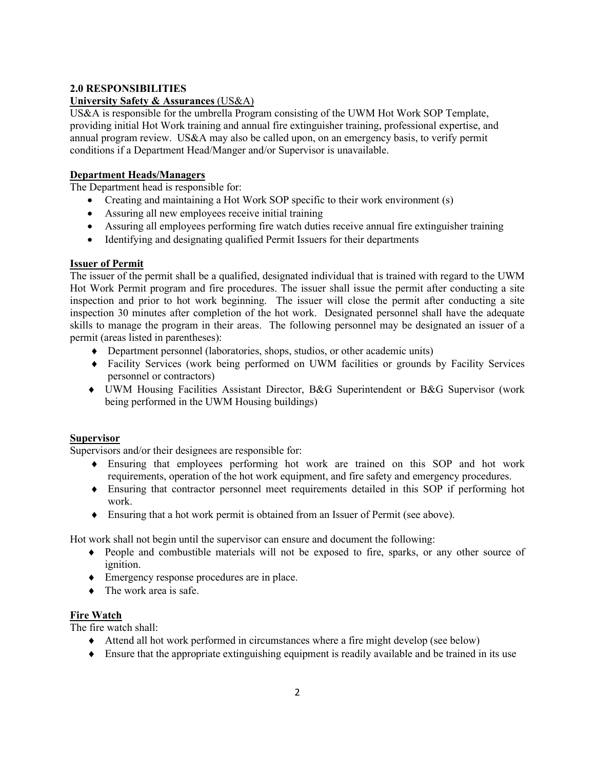## 2.0 RESPONSIBILITIES

**University Safety & Assurances** (US&A)

US&A is responsible for the umbrella Program consisting of the UWM Hot Work SOP Template, providing initial Hot Work training and annual fire extinguisher training, professional expertise, and annual program review. US&A may also be called upon, on an emergency basis, to verify permit conditions if a Department Head/Manger and/or Supervisor is unavailable.

**Department Heads/Managers**

The Department head is responsible for:

- Creating and maintaining a Hot Work SOP specific to their work environment (s)
- Assuring all new employees receive initial training
- Assuring all employees performing fire watch duties receive annual fire extinguisher training
- Identifying and designating qualified Permit Issuers for their departments

**Issuer of Permit**

The issuer of the permit shall be a qualified, designated individual that is trained with regard to the UWM Hot Work Permit program and fire procedures. The issuer shall issue the permit after conducting a site inspection and prior to hot work beginning. The issuer will close the permit after conducting a site inspection 30 minutes after completion of the hot work. Designated personnel shall have the adequate skills to manage the program in their areas. The following personnel may be designated an issuer of a permit (areas listed in parentheses):

- Department personnel (laboratories, shops, studios, or other academic units)
- Facility Services (work being performed on UWM facilities or grounds by Facility Services personnel or contractors)
- UWM Housing Facilities Assistant Director, B&G Superintendent or B&G Supervisor (work being performed in the UWM Housing buildings)

**Supervisor**

Supervisors and/or their designees are responsible for:

- Ensuring that employees performing hot work are trained on this SOP and hot work requirements, operation of the hot work equipment, and fire safety and emergency procedures.
- Ensuring that contractor personnel meet requirements detailed in this SOP if performing hot work.
- Ensuring that a hot work permit is obtained from an Issuer of Permit (see above).

Hot work shall not begin until the supervisor can ensure and document the following:

- People and combustible materials will not be exposed to fire, sparks, or any other source of ignition.
- Emergency response procedures are in place.
- The work area is safe.

**Fire Watch**

The fire watch shall:

- Attend all hot work performed in circumstances where a fire might develop (see below)
- Ensure that the appropriate extinguishing equipment is readily available and be trained in its use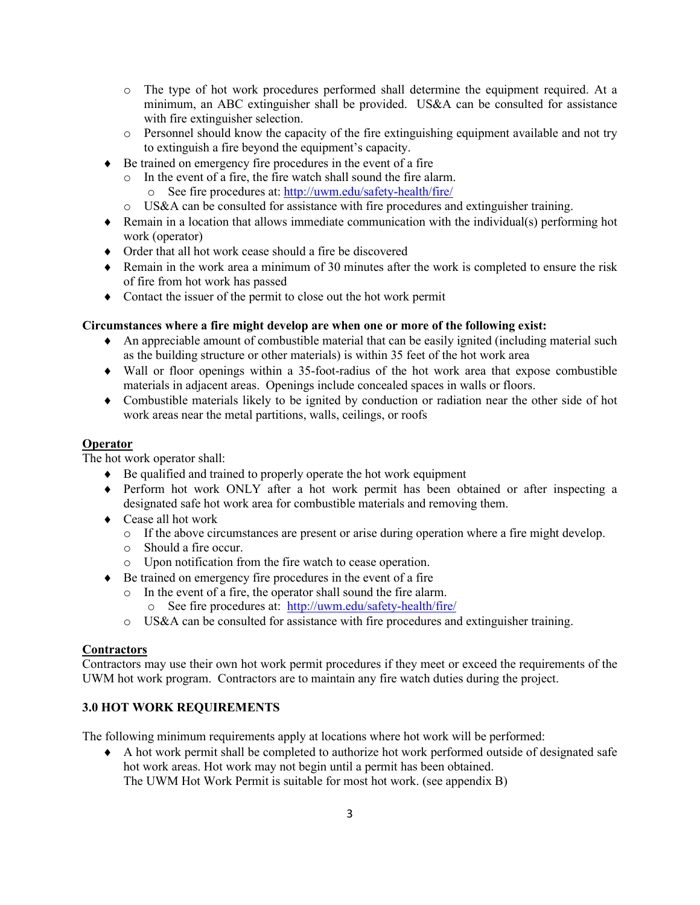- The type of hot work procedures performed shall determine the equipment required. At a minimum, an ABC extinguisher shall be provided. US&A can be consulted for assistance with fire extinguisher selection.
  - Personnel should know the capacity of the fire extinguishing equipment available and not try to extinguish a fire beyond the equipment's capacity.
- Be trained on emergency fire procedures in the event of a fire
  - In the event of a fire, the fire watch shall sound the fire alarm.
    - See fire procedures at: http://uwm.edu/safety-health/fire/
  - US&A can be consulted for assistance with fire procedures and extinguisher training.
- Remain in a location that allows immediate communication with the individual(s) performing hot work (operator)
- Order that all hot work cease should a fire be discovered
- Remain in the work area a minimum of 30 minutes after the work is completed to ensure the risk of fire from hot work has passed
- Contact the issuer of the permit to close out the hot work permit

**Circumstances where a fire might develop are when one or more of the following exist:**

- An appreciable amount of combustible material that can be easily ignited (including material such as the building structure or other materials) is within 35 feet of the hot work area
- Wall or floor openings within a 35-foot-radius of the hot work area that expose combustible materials in adjacent areas. Openings include concealed spaces in walls or floors.
- Combustible materials likely to be ignited by conduction or radiation near the other side of hot work areas near the metal partitions, walls, ceilings, or roofs

**Operator**

The hot work operator shall:

- Be qualified and trained to properly operate the hot work equipment
- Perform hot work ONLY after a hot work permit has been obtained or after inspecting a designated safe hot work area for combustible materials and removing them.
- Cease all hot work
  - If the above circumstances are present or arise during operation where a fire might develop.
  - Should a fire occur.
  - Upon notification from the fire watch to cease operation.
- Be trained on emergency fire procedures in the event of a fire
  - In the event of a fire, the operator shall sound the fire alarm.
    - See fire procedures at: http://uwm.edu/safety-health/fire/
  - US&A can be consulted for assistance with fire procedures and extinguisher training.

**Contractors**

Contractors may use their own hot work permit procedures if they meet or exceed the requirements of the UWM hot work program. Contractors are to maintain any fire watch duties during the project.

## 3.0 HOT WORK REQUIREMENTS

The following minimum requirements apply at locations where hot work will be performed:

- A hot work permit shall be completed to authorize hot work performed outside of designated safe hot work areas. Hot work may not begin until a permit has been obtained.
  The UWM Hot Work Permit is suitable for most hot work. (see appendix B)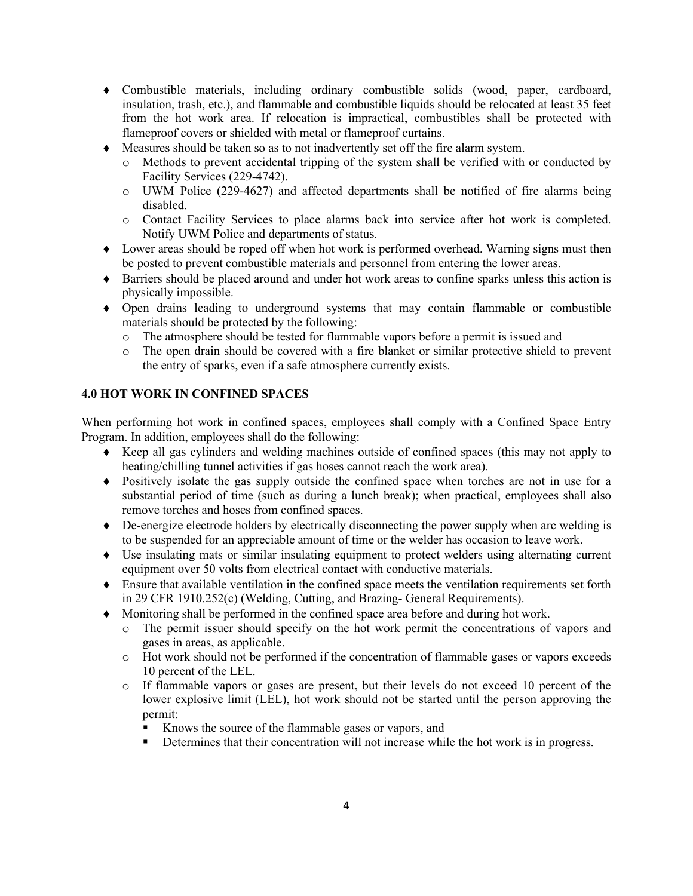- Combustible materials, including ordinary combustible solids (wood, paper, cardboard, insulation, trash, etc.), and flammable and combustible liquids should be relocated at least 35 feet from the hot work area. If relocation is impractical, combustibles shall be protected with flameproof covers or shielded with metal or flameproof curtains.
- Measures should be taken so as to not inadvertently set off the fire alarm system.
  - Methods to prevent accidental tripping of the system shall be verified with or conducted by Facility Services (229-4742).
  - UWM Police (229-4627) and affected departments shall be notified of fire alarms being disabled.
  - Contact Facility Services to place alarms back into service after hot work is completed. Notify UWM Police and departments of status.
- Lower areas should be roped off when hot work is performed overhead. Warning signs must then be posted to prevent combustible materials and personnel from entering the lower areas.
- Barriers should be placed around and under hot work areas to confine sparks unless this action is physically impossible.
- Open drains leading to underground systems that may contain flammable or combustible materials should be protected by the following:
  - The atmosphere should be tested for flammable vapors before a permit is issued and
  - The open drain should be covered with a fire blanket or similar protective shield to prevent the entry of sparks, even if a safe atmosphere currently exists.

## 4.0 HOT WORK IN CONFINED SPACES

When performing hot work in confined spaces, employees shall comply with a Confined Space Entry Program. In addition, employees shall do the following:

- Keep all gas cylinders and welding machines outside of confined spaces (this may not apply to heating/chilling tunnel activities if gas hoses cannot reach the work area).
- Positively isolate the gas supply outside the confined space when torches are not in use for a substantial period of time (such as during a lunch break); when practical, employees shall also remove torches and hoses from confined spaces.
- De-energize electrode holders by electrically disconnecting the power supply when arc welding is to be suspended for an appreciable amount of time or the welder has occasion to leave work.
- Use insulating mats or similar insulating equipment to protect welders using alternating current equipment over 50 volts from electrical contact with conductive materials.
- Ensure that available ventilation in the confined space meets the ventilation requirements set forth in 29 CFR 1910.252(c) (Welding, Cutting, and Brazing- General Requirements).
- Monitoring shall be performed in the confined space area before and during hot work.
  - The permit issuer should specify on the hot work permit the concentrations of vapors and gases in areas, as applicable.
  - Hot work should not be performed if the concentration of flammable gases or vapors exceeds 10 percent of the LEL.
  - If flammable vapors or gases are present, but their levels do not exceed 10 percent of the lower explosive limit (LEL), hot work should not be started until the person approving the permit:
    - Knows the source of the flammable gases or vapors, and
    - Determines that their concentration will not increase while the hot work is in progress.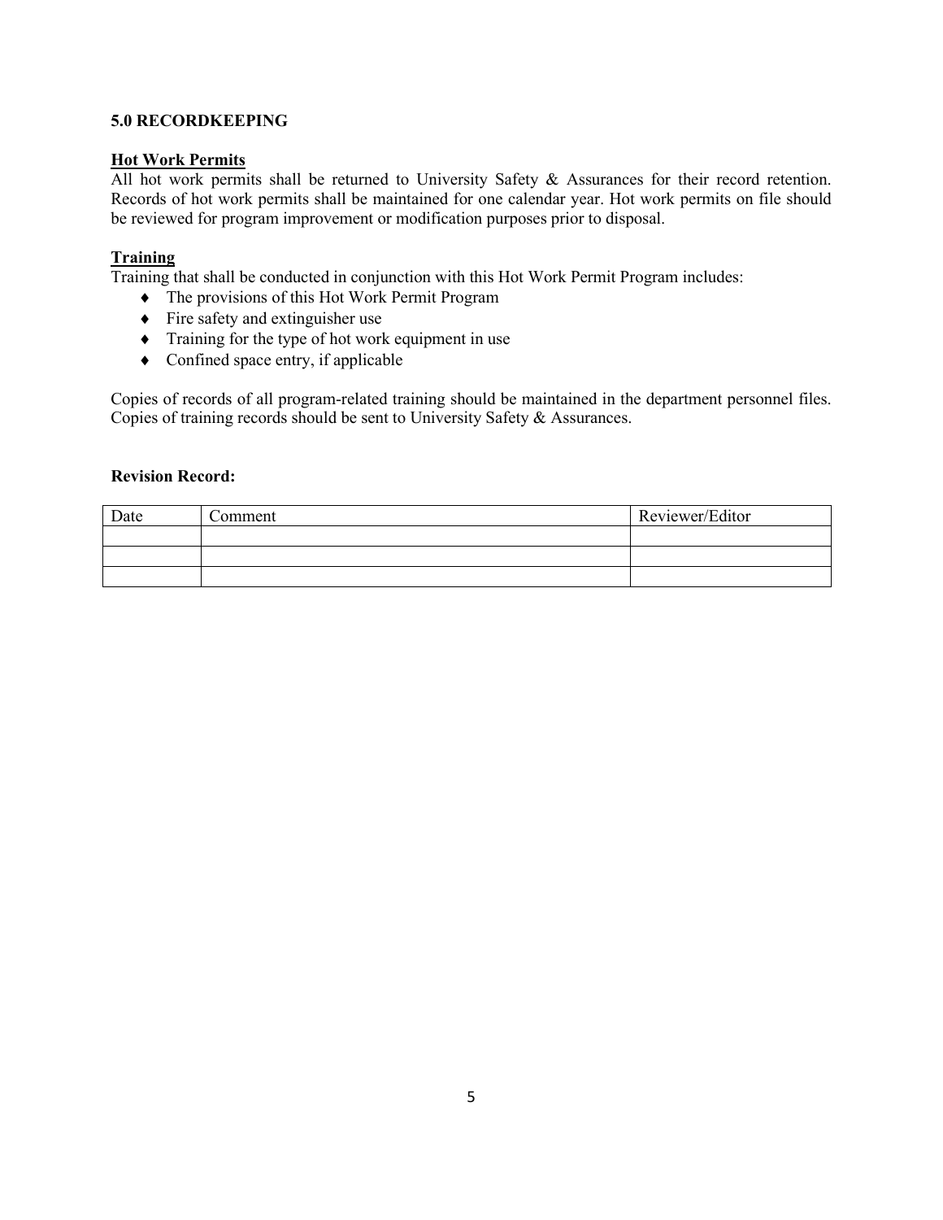## 5.0 RECORDKEEPING

### Hot Work Permits

All hot work permits shall be returned to University Safety & Assurances for their record retention. Records of hot work permits shall be maintained for one calendar year. Hot work permits on file should be reviewed for program improvement or modification purposes prior to disposal.

### Training

Training that shall be conducted in conjunction with this Hot Work Permit Program includes:

- The provisions of this Hot Work Permit Program
- Fire safety and extinguisher use
- Training for the type of hot work equipment in use
- Confined space entry, if applicable

Copies of records of all program-related training should be maintained in the department personnel files. Copies of training records should be sent to University Safety & Assurances.

**Revision Record:**

| Date | Comment | Reviewer/Editor |
| --- | --- | --- |
| | | |
| | | |
| | | |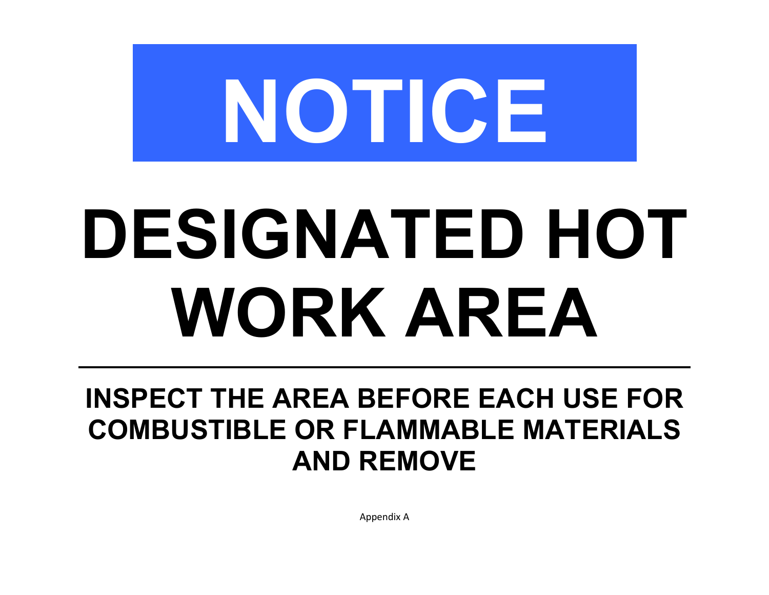# NOTICE

# DESIGNATED HOT WORK AREA

---

**INSPECT THE AREA BEFORE EACH USE FOR COMBUSTIBLE OR FLAMMABLE MATERIALS AND REMOVE**

Appendix A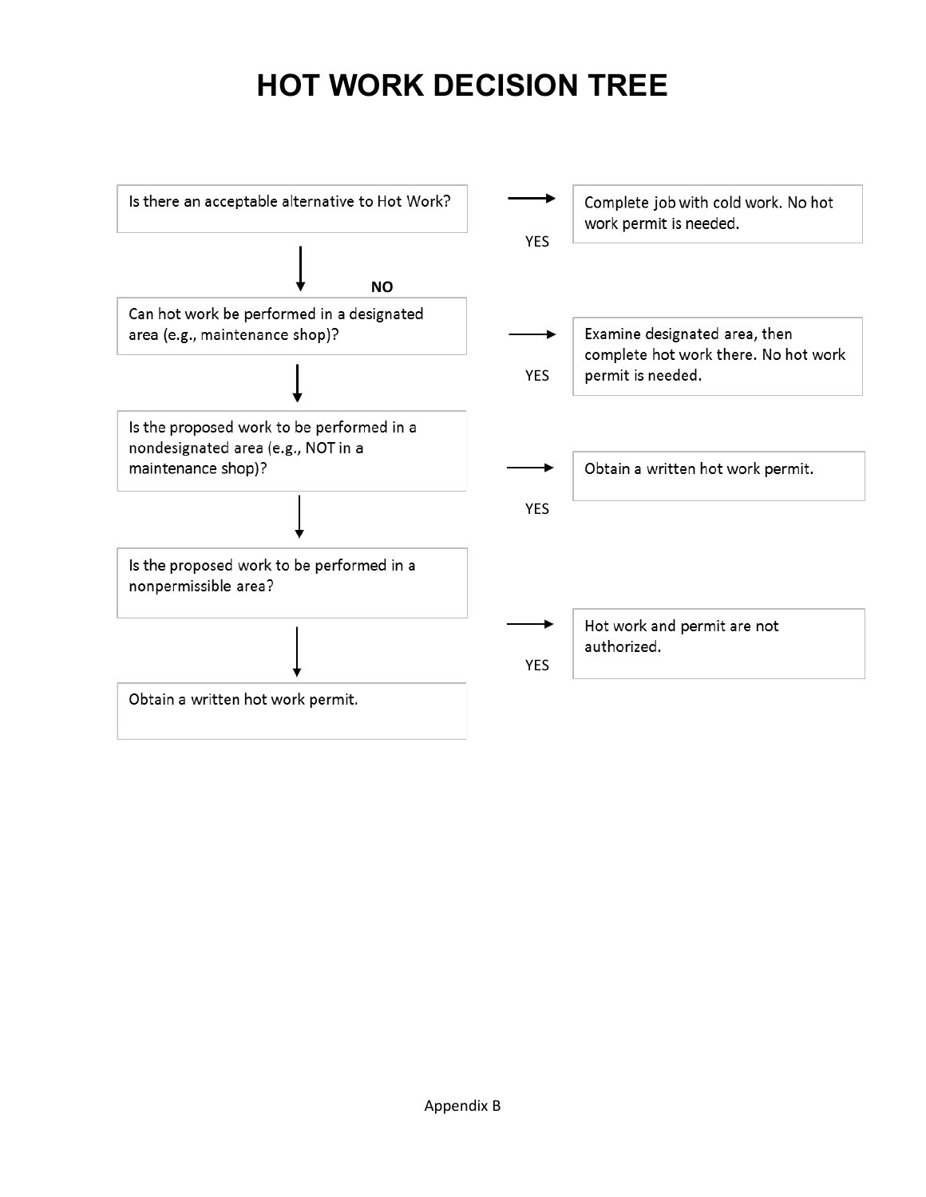# HOT WORK DECISION TREE

Is there an acceptable alternative to Hot Work?

YES → Complete job with cold work. No hot work permit is needed.

NO ↓

Can hot work be performed in a designated area (e.g., maintenance shop)?

YES → Examine designated area, then complete hot work there. No hot work permit is needed.

↓

Is the proposed work to be performed in a nondesignated area (e.g., NOT in a maintenance shop)?

YES → Obtain a written hot work permit.

↓

Is the proposed work to be performed in a nonpermissible area?

YES → Hot work and permit are not authorized.

↓

Obtain a written hot work permit.

Appendix B